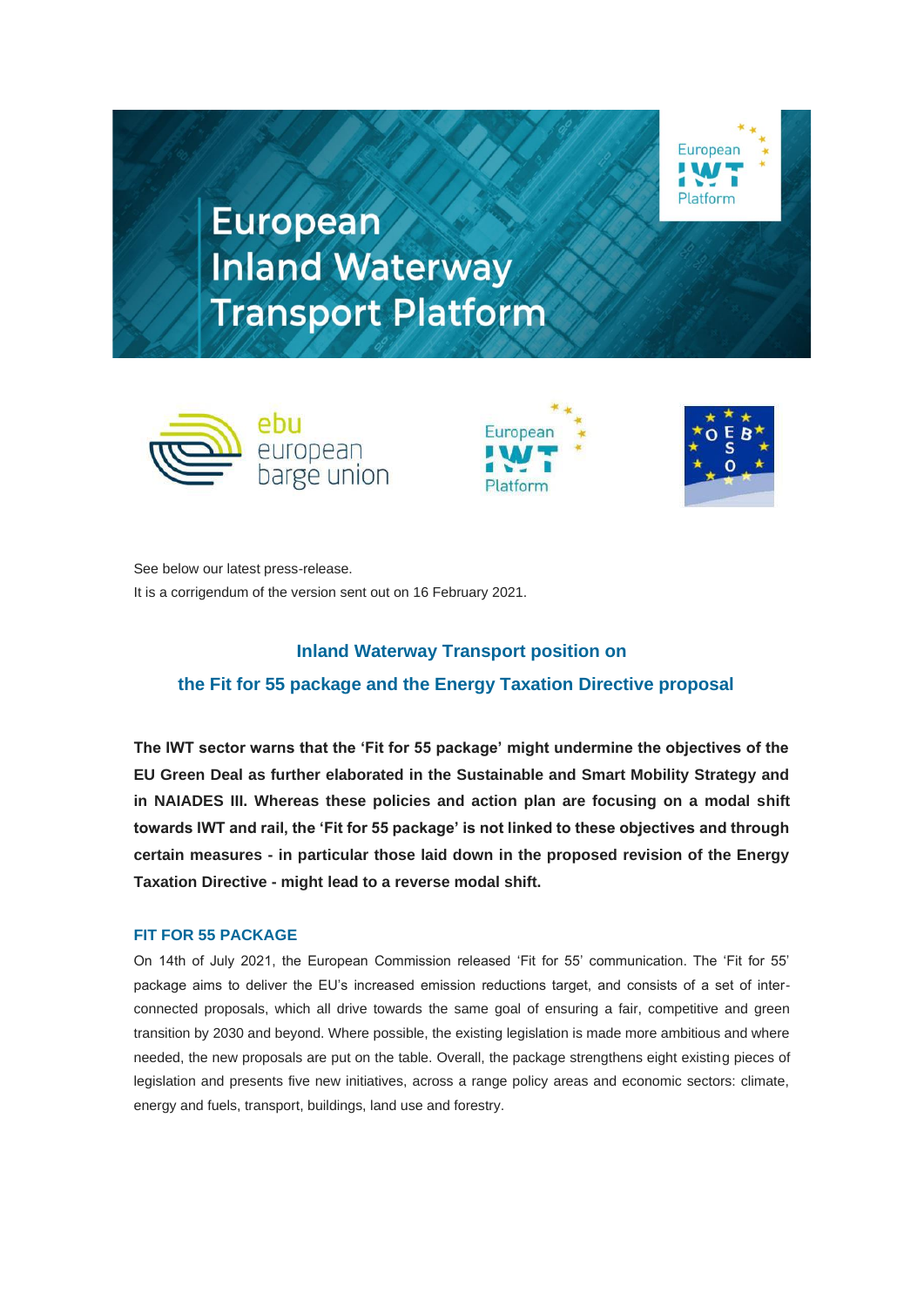# European Inland Waterway Transport Platform

ebu european barge union

European IWT Platform

OEBSO

See below our latest press-release.
It is a corrigendum of the version sent out on 16 February 2021.

## Inland Waterway Transport position on the Fit for 55 package and the Energy Taxation Directive proposal

**The IWT sector warns that the 'Fit for 55 package' might undermine the objectives of the EU Green Deal as further elaborated in the Sustainable and Smart Mobility Strategy and in NAIADES III. Whereas these policies and action plan are focusing on a modal shift towards IWT and rail, the 'Fit for 55 package' is not linked to these objectives and through certain measures - in particular those laid down in the proposed revision of the Energy Taxation Directive - might lead to a reverse modal shift.**

### FIT FOR 55 PACKAGE

On 14th of July 2021, the European Commission released 'Fit for 55' communication. The 'Fit for 55' package aims to deliver the EU's increased emission reductions target, and consists of a set of inter-connected proposals, which all drive towards the same goal of ensuring a fair, competitive and green transition by 2030 and beyond. Where possible, the existing legislation is made more ambitious and where needed, the new proposals are put on the table. Overall, the package strengthens eight existing pieces of legislation and presents five new initiatives, across a range policy areas and economic sectors: climate, energy and fuels, transport, buildings, land use and forestry.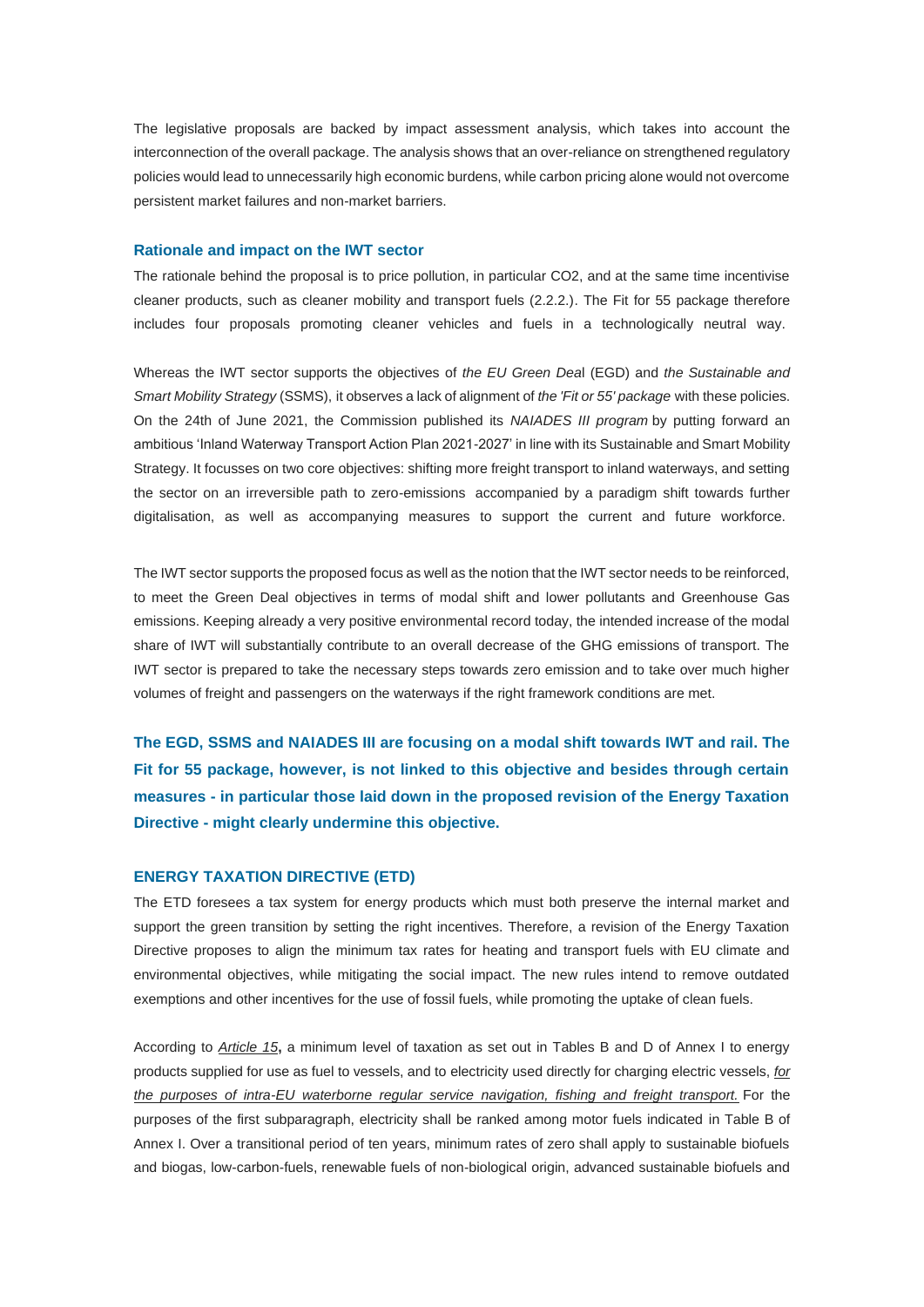The legislative proposals are backed by impact assessment analysis, which takes into account the interconnection of the overall package. The analysis shows that an over-reliance on strengthened regulatory policies would lead to unnecessarily high economic burdens, while carbon pricing alone would not overcome persistent market failures and non-market barriers.

### Rationale and impact on the IWT sector

The rationale behind the proposal is to price pollution, in particular CO2, and at the same time incentivise cleaner products, such as cleaner mobility and transport fuels (2.2.2.). The Fit for 55 package therefore includes four proposals promoting cleaner vehicles and fuels in a technologically neutral way.

Whereas the IWT sector supports the objectives of *the EU Green Deal* (EGD) and *the Sustainable and Smart Mobility Strategy* (SSMS), it observes a lack of alignment of *the 'Fit or 55' package* with these policies. On the 24th of June 2021, the Commission published its *NAIADES III program* by putting forward an ambitious 'Inland Waterway Transport Action Plan 2021-2027' in line with its Sustainable and Smart Mobility Strategy. It focusses on two core objectives: shifting more freight transport to inland waterways, and setting the sector on an irreversible path to zero-emissions accompanied by a paradigm shift towards further digitalisation, as well as accompanying measures to support the current and future workforce.

The IWT sector supports the proposed focus as well as the notion that the IWT sector needs to be reinforced, to meet the Green Deal objectives in terms of modal shift and lower pollutants and Greenhouse Gas emissions. Keeping already a very positive environmental record today, the intended increase of the modal share of IWT will substantially contribute to an overall decrease of the GHG emissions of transport. The IWT sector is prepared to take the necessary steps towards zero emission and to take over much higher volumes of freight and passengers on the waterways if the right framework conditions are met.

**The EGD, SSMS and NAIADES III are focusing on a modal shift towards IWT and rail. The Fit for 55 package, however, is not linked to this objective and besides through certain measures - in particular those laid down in the proposed revision of the Energy Taxation Directive - might clearly undermine this objective.**

### ENERGY TAXATION DIRECTIVE (ETD)

The ETD foresees a tax system for energy products which must both preserve the internal market and support the green transition by setting the right incentives. Therefore, a revision of the Energy Taxation Directive proposes to align the minimum tax rates for heating and transport fuels with EU climate and environmental objectives, while mitigating the social impact. The new rules intend to remove outdated exemptions and other incentives for the use of fossil fuels, while promoting the uptake of clean fuels.

According to *Article 15***,** a minimum level of taxation as set out in Tables B and D of Annex I to energy products supplied for use as fuel to vessels, and to electricity used directly for charging electric vessels, *for the purposes of intra-EU waterborne regular service navigation, fishing and freight transport.* For the purposes of the first subparagraph, electricity shall be ranked among motor fuels indicated in Table B of Annex I. Over a transitional period of ten years, minimum rates of zero shall apply to sustainable biofuels and biogas, low-carbon-fuels, renewable fuels of non-biological origin, advanced sustainable biofuels and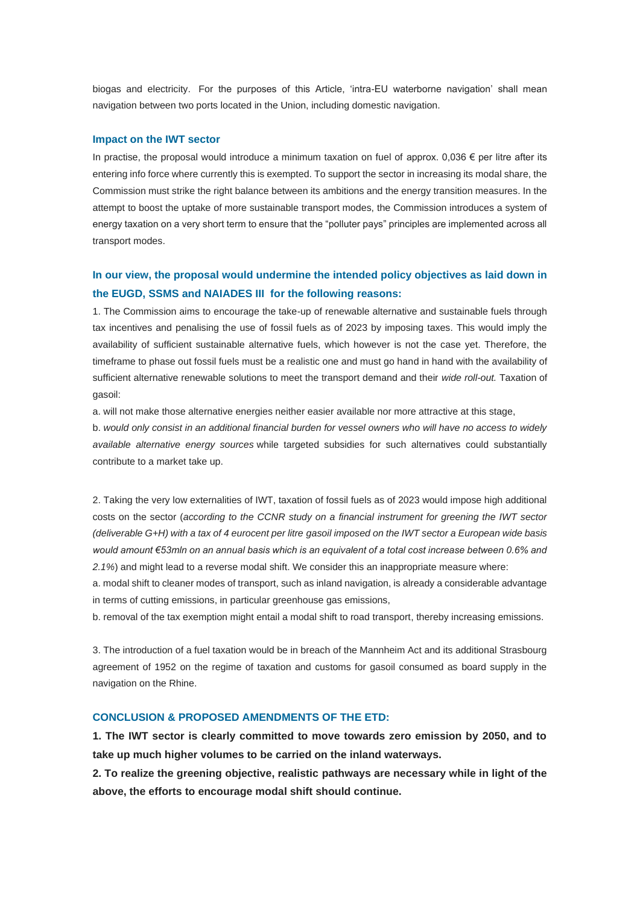biogas and electricity. For the purposes of this Article, 'intra-EU waterborne navigation' shall mean navigation between two ports located in the Union, including domestic navigation.

### Impact on the IWT sector

In practise, the proposal would introduce a minimum taxation on fuel of approx. 0,036 € per litre after its entering info force where currently this is exempted. To support the sector in increasing its modal share, the Commission must strike the right balance between its ambitions and the energy transition measures. In the attempt to boost the uptake of more sustainable transport modes, the Commission introduces a system of energy taxation on a very short term to ensure that the "polluter pays" principles are implemented across all transport modes.

### In our view, the proposal would undermine the intended policy objectives as laid down in the EUGD, SSMS and NAIADES III for the following reasons:

1. The Commission aims to encourage the take-up of renewable alternative and sustainable fuels through tax incentives and penalising the use of fossil fuels as of 2023 by imposing taxes. This would imply the availability of sufficient sustainable alternative fuels, which however is not the case yet. Therefore, the timeframe to phase out fossil fuels must be a realistic one and must go hand in hand with the availability of sufficient alternative renewable solutions to meet the transport demand and their *wide roll-out.* Taxation of gasoil:

a. will not make those alternative energies neither easier available nor more attractive at this stage,

b. *would only consist in an additional financial burden for vessel owners who will have no access to widely available alternative energy sources* while targeted subsidies for such alternatives could substantially contribute to a market take up.

2. Taking the very low externalities of IWT, taxation of fossil fuels as of 2023 would impose high additional costs on the sector (*according to the CCNR study on a financial instrument for greening the IWT sector (deliverable G+H) with a tax of 4 eurocent per litre gasoil imposed on the IWT sector a European wide basis would amount €53mln on an annual basis which is an equivalent of a total cost increase between 0.6% and 2.1%*) and might lead to a reverse modal shift. We consider this an inappropriate measure where:

a. modal shift to cleaner modes of transport, such as inland navigation, is already a considerable advantage in terms of cutting emissions, in particular greenhouse gas emissions,

b. removal of the tax exemption might entail a modal shift to road transport, thereby increasing emissions.

3. The introduction of a fuel taxation would be in breach of the Mannheim Act and its additional Strasbourg agreement of 1952 on the regime of taxation and customs for gasoil consumed as board supply in the navigation on the Rhine.

### CONCLUSION & PROPOSED AMENDMENTS OF THE ETD:

**1. The IWT sector is clearly committed to move towards zero emission by 2050, and to take up much higher volumes to be carried on the inland waterways.**

**2. To realize the greening objective, realistic pathways are necessary while in light of the above, the efforts to encourage modal shift should continue.**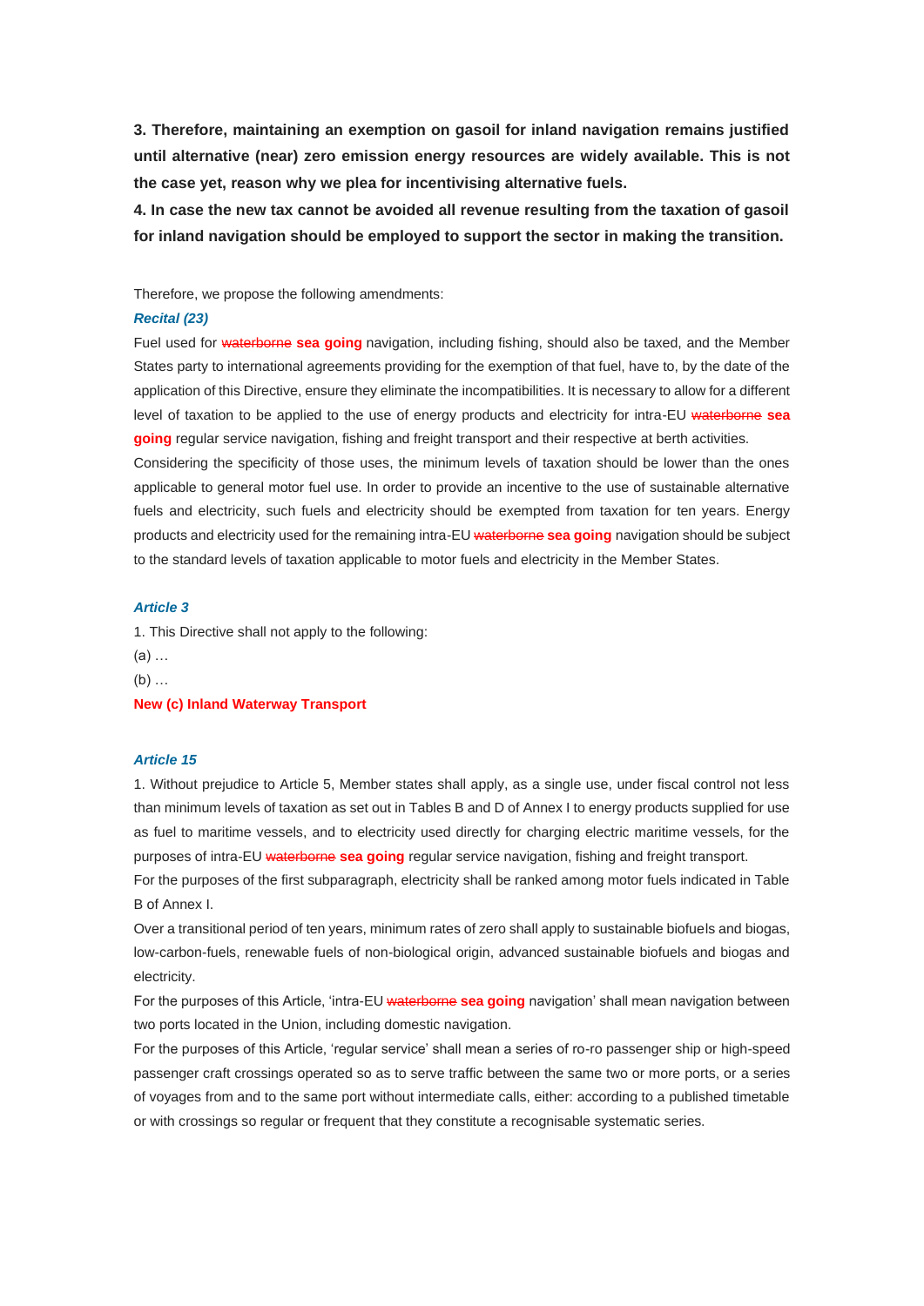**3. Therefore, maintaining an exemption on gasoil for inland navigation remains justified until alternative (near) zero emission energy resources are widely available. This is not the case yet, reason why we plea for incentivising alternative fuels.**

**4. In case the new tax cannot be avoided all revenue resulting from the taxation of gasoil for inland navigation should be employed to support the sector in making the transition.**

Therefore, we propose the following amendments:

***Recital (23)***

Fuel used for ~~waterborne~~ **sea going** navigation, including fishing, should also be taxed, and the Member States party to international agreements providing for the exemption of that fuel, have to, by the date of the application of this Directive, ensure they eliminate the incompatibilities. It is necessary to allow for a different level of taxation to be applied to the use of energy products and electricity for intra-EU ~~waterborne~~ **sea going** regular service navigation, fishing and freight transport and their respective at berth activities. Considering the specificity of those uses, the minimum levels of taxation should be lower than the ones applicable to general motor fuel use. In order to provide an incentive to the use of sustainable alternative fuels and electricity, such fuels and electricity should be exempted from taxation for ten years. Energy products and electricity used for the remaining intra-EU ~~waterborne~~ **sea going** navigation should be subject to the standard levels of taxation applicable to motor fuels and electricity in the Member States.

***Article 3***

1. This Directive shall not apply to the following:

(a) …

(b) …

**New (c) Inland Waterway Transport**

***Article 15***

1. Without prejudice to Article 5, Member states shall apply, as a single use, under fiscal control not less than minimum levels of taxation as set out in Tables B and D of Annex I to energy products supplied for use as fuel to maritime vessels, and to electricity used directly for charging electric maritime vessels, for the purposes of intra-EU ~~waterborne~~ **sea going** regular service navigation, fishing and freight transport.

For the purposes of the first subparagraph, electricity shall be ranked among motor fuels indicated in Table B of Annex I.

Over a transitional period of ten years, minimum rates of zero shall apply to sustainable biofuels and biogas, low-carbon-fuels, renewable fuels of non-biological origin, advanced sustainable biofuels and biogas and electricity.

For the purposes of this Article, 'intra-EU ~~waterborne~~ **sea going** navigation' shall mean navigation between two ports located in the Union, including domestic navigation.

For the purposes of this Article, 'regular service' shall mean a series of ro-ro passenger ship or high-speed passenger craft crossings operated so as to serve traffic between the same two or more ports, or a series of voyages from and to the same port without intermediate calls, either: according to a published timetable or with crossings so regular or frequent that they constitute a recognisable systematic series.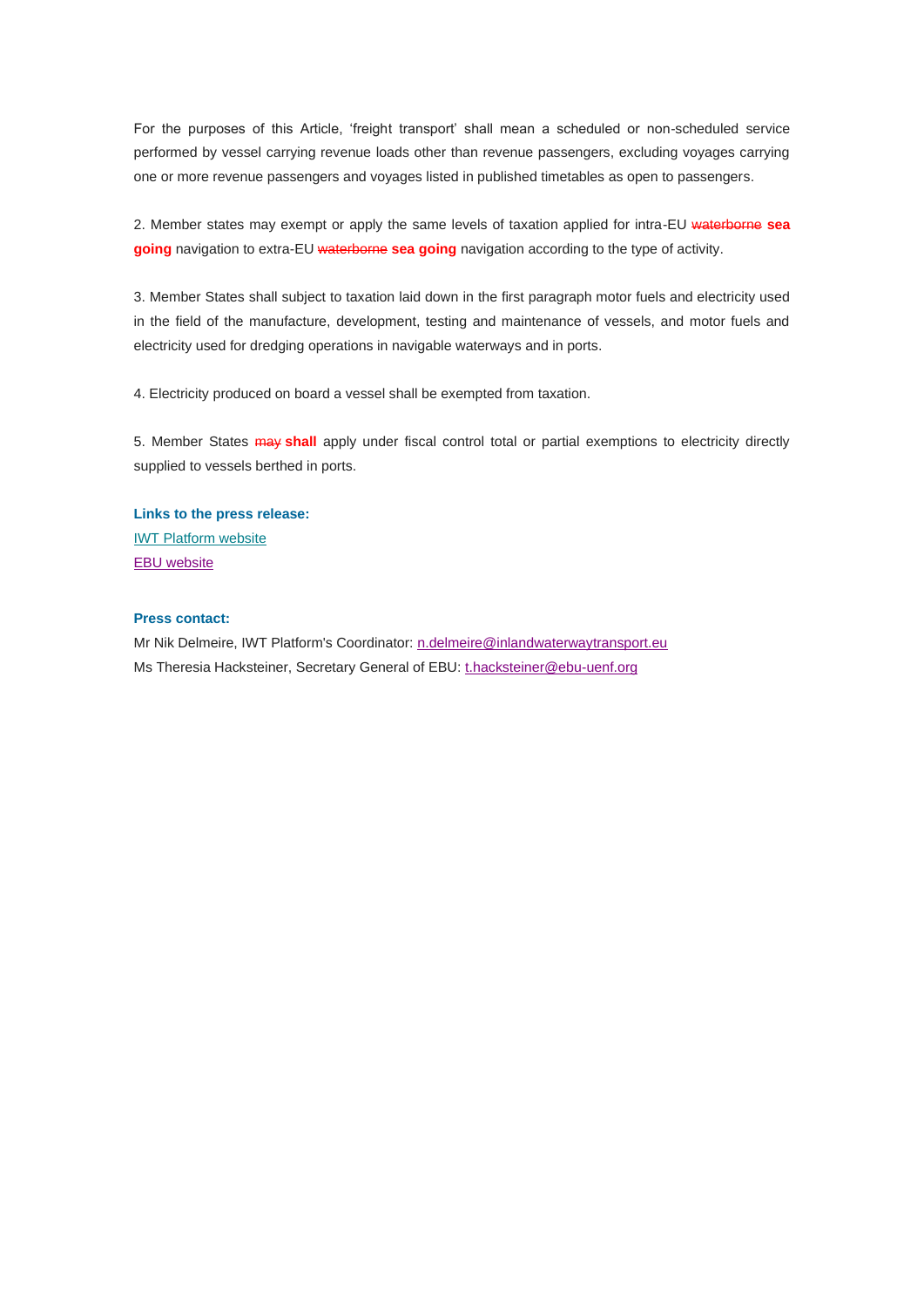For the purposes of this Article, 'freight transport' shall mean a scheduled or non-scheduled service performed by vessel carrying revenue loads other than revenue passengers, excluding voyages carrying one or more revenue passengers and voyages listed in published timetables as open to passengers.

2. Member states may exempt or apply the same levels of taxation applied for intra-EU ~~waterborne~~ **sea going** navigation to extra-EU ~~waterborne~~ **sea going** navigation according to the type of activity.

3. Member States shall subject to taxation laid down in the first paragraph motor fuels and electricity used in the field of the manufacture, development, testing and maintenance of vessels, and motor fuels and electricity used for dredging operations in navigable waterways and in ports.

4. Electricity produced on board a vessel shall be exempted from taxation.

5. Member States ~~may~~ **shall** apply under fiscal control total or partial exemptions to electricity directly supplied to vessels berthed in ports.

**Links to the press release:**

IWT Platform website

EBU website

**Press contact:**

Mr Nik Delmeire, IWT Platform's Coordinator: n.delmeire@inlandwaterwaytransport.eu

Ms Theresia Hacksteiner, Secretary General of EBU: t.hacksteiner@ebu-uenf.org